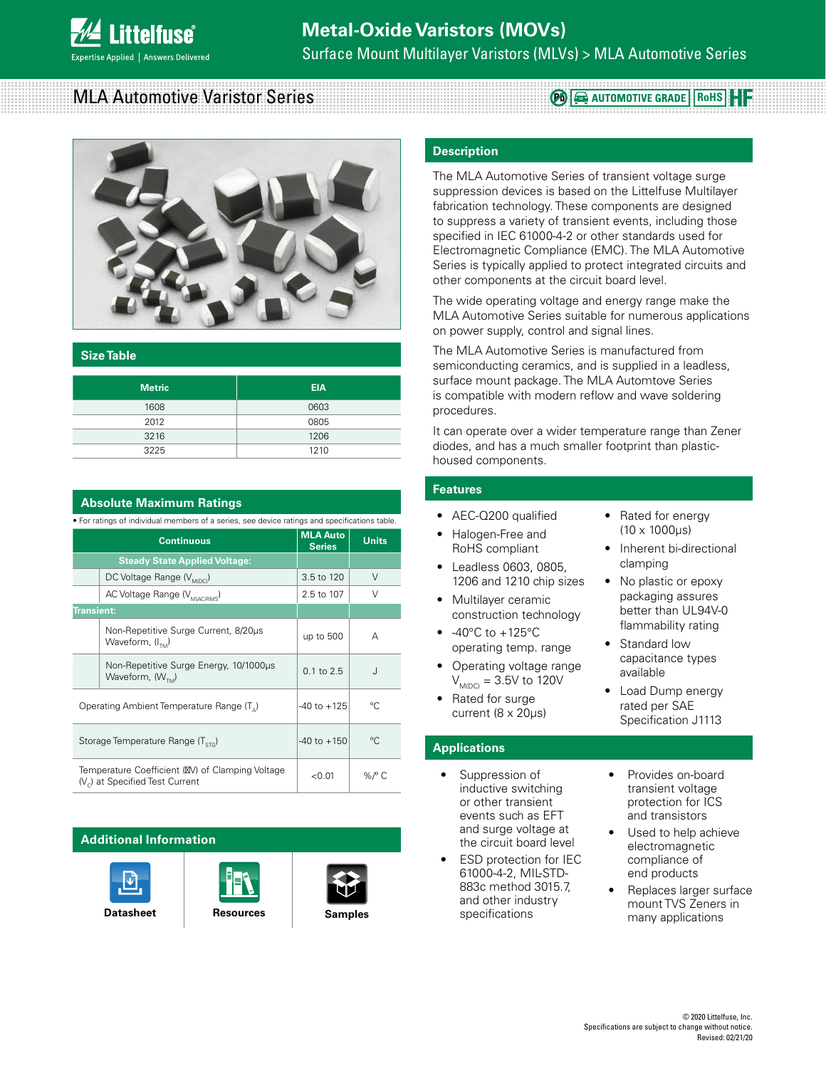# Metal-Oxide Varistors (MOVs)

Surface Mount Multilayer Varistors (MLVs) > MLA Automotive Series

## MLA Automotive Varistor Series

AUTOMOTIVE GRADE RoHS HF

### Size Table

| Metric | EIA |
|---|---|
| 1608 | 0603 |
| 2012 | 0805 |
| 3216 | 1206 |
| 3225 | 1210 |

### Absolute Maximum Ratings

• For ratings of individual members of a series, see device ratings and specifications table.

| Continuous | | MLA Auto Series | Units |
|---|---|---|---|
| Steady State Applied Voltage: | | | |
| | DC Voltage Range ($V_{M(DC)}$) | 3.5 to 120 | V |
| | AC Voltage Range ($V_{M(AC)RMS}$) | 2.5 to 107 | V |
| Transient: | | | |
| | Non-Repetitive Surge Current, 8/20µs Waveform, ($I_{TM}$) | up to 500 | A |
| | Non-Repetitive Surge Energy, 10/1000µs Waveform, ($W_{TM}$) | 0.1 to 2.5 | J |
| Operating Ambient Temperature Range ($T_A$) | | -40 to +125 | ºC |
| Storage Temperature Range ($T_{STG}$) | | -40 to +150 | ºC |
| Temperature Coefficient (ΔV) of Clamping Voltage ($V_C$) at Specified Test Current | | <0.01 | %/º C |

### Additional Information

Datasheet | Resources | Samples

### Description

The MLA Automotive Series of transient voltage surge suppression devices is based on the Littelfuse Multilayer fabrication technology. These components are designed to suppress a variety of transient events, including those specified in IEC 61000-4-2 or other standards used for Electromagnetic Compliance (EMC). The MLA Automotive Series is typically applied to protect integrated circuits and other components at the circuit board level.

The wide operating voltage and energy range make the MLA Automotive Series suitable for numerous applications on power supply, control and signal lines.

The MLA Automotive Series is manufactured from semiconducting ceramics, and is supplied in a leadless, surface mount package. The MLA Automotve Series is compatible with modern reflow and wave soldering procedures.

It can operate over a wider temperature range than Zener diodes, and has a much smaller footprint than plastic-housed components.

### Features

- AEC-Q200 qualified
- Halogen-Free and RoHS compliant
- Leadless 0603, 0805, 1206 and 1210 chip sizes
- Multilayer ceramic construction technology
- -40°C to +125°C operating temp. range
- Operating voltage range $V_{M(DC)}$ = 3.5V to 120V
- Rated for surge current (8 x 20µs)
- Rated for energy (10 x 1000µs)
- Inherent bi-directional clamping
- No plastic or epoxy packaging assures better than UL94V-0 flammability rating
- Standard low capacitance types available
- Load Dump energy rated per SAE Specification J1113

### Applications

- Suppression of inductive switching or other transient events such as EFT and surge voltage at the circuit board level
- ESD protection for IEC 61000-4-2, MIL-STD-883c method 3015.7, and other industry specifications
- Provides on-board transient voltage protection for ICS and transistors
- Used to help achieve electromagnetic compliance of end products
- Replaces larger surface mount TVS Zeners in many applications

© 2020 Littelfuse, Inc.
Specifications are subject to change without notice.
Revised: 02/21/20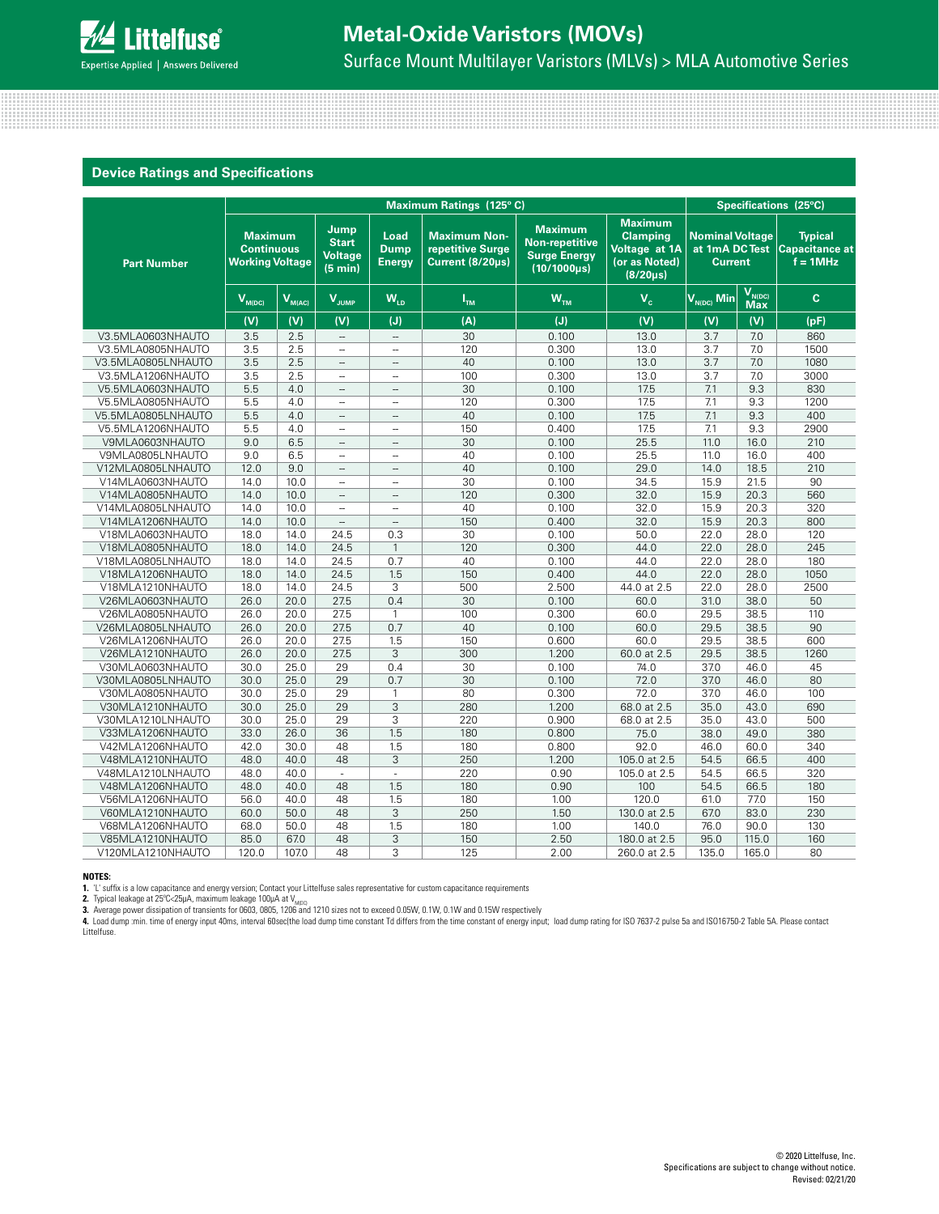## Device Ratings and Specifications

| Part Number | Maximum Ratings (125° C) | | | | | | | Specifications (25°C) | | |
|---|---|---|---|---|---|---|---|---|---|---|
| | Maximum Continuous Working Voltage | | Jump Start Voltage (5 min) | Load Dump Energy | Maximum Non-repetitive Surge Current (8/20μs) | Maximum Non-repetitive Surge Energy (10/1000μs) | Maximum Clamping Voltage at 1A (or as Noted) (8/20μs) | Nominal Voltage at 1mA DC Test Current | | Typical Capacitance at f = 1MHz |
| | $V_{M(DC)}$ | $V_{M(AC)}$ | $V_{JUMP}$ | $W_{LD}$ | $I_{TM}$ | $W_{TM}$ | $V_C$ | $V_{N(DC)}$ Min | $V_{N(DC)}$ Max | C |
| | (V) | (V) | (V) | (J) | (A) | (J) | (V) | (V) | (V) | (pF) |
| V3.5MLA0603NHAUTO | 3.5 | 2.5 | – | – | 30 | 0.100 | 13.0 | 3.7 | 7.0 | 860 |
| V3.5MLA0805NHAUTO | 3.5 | 2.5 | – | – | 120 | 0.300 | 13.0 | 3.7 | 7.0 | 1500 |
| V3.5MLA0805LNHAUTO | 3.5 | 2.5 | – | – | 40 | 0.100 | 13.0 | 3.7 | 7.0 | 1080 |
| V3.5MLA1206NHAUTO | 3.5 | 2.5 | – | – | 100 | 0.300 | 13.0 | 3.7 | 7.0 | 3000 |
| V5.5MLA0603NHAUTO | 5.5 | 4.0 | – | – | 30 | 0.100 | 17.5 | 7.1 | 9.3 | 830 |
| V5.5MLA0805NHAUTO | 5.5 | 4.0 | – | – | 120 | 0.300 | 17.5 | 7.1 | 9.3 | 1200 |
| V5.5MLA0805LNHAUTO | 5.5 | 4.0 | – | – | 40 | 0.100 | 17.5 | 7.1 | 9.3 | 400 |
| V5.5MLA1206NHAUTO | 5.5 | 4.0 | – | – | 150 | 0.400 | 17.5 | 7.1 | 9.3 | 2900 |
| V9MLA0603NHAUTO | 9.0 | 6.5 | – | – | 30 | 0.100 | 25.5 | 11.0 | 16.0 | 210 |
| V9MLA0805LNHAUTO | 9.0 | 6.5 | – | – | 40 | 0.100 | 25.5 | 11.0 | 16.0 | 400 |
| V12MLA0805LNHAUTO | 12.0 | 9.0 | – | – | 40 | 0.100 | 29.0 | 14.0 | 18.5 | 210 |
| V14MLA0603NHAUTO | 14.0 | 10.0 | – | – | 30 | 0.100 | 34.5 | 15.9 | 21.5 | 90 |
| V14MLA0805NHAUTO | 14.0 | 10.0 | – | – | 120 | 0.300 | 32.0 | 15.9 | 20.3 | 560 |
| V14MLA0805LNHAUTO | 14.0 | 10.0 | – | – | 40 | 0.100 | 32.0 | 15.9 | 20.3 | 320 |
| V14MLA1206NHAUTO | 14.0 | 10.0 | – | – | 150 | 0.400 | 32.0 | 15.9 | 20.3 | 800 |
| V18MLA0603NHAUTO | 18.0 | 14.0 | 24.5 | 0.3 | 30 | 0.100 | 50.0 | 22.0 | 28.0 | 120 |
| V18MLA0805NHAUTO | 18.0 | 14.0 | 24.5 | 1 | 120 | 0.300 | 44.0 | 22.0 | 28.0 | 245 |
| V18MLA0805LNHAUTO | 18.0 | 14.0 | 24.5 | 0.7 | 40 | 0.100 | 44.0 | 22.0 | 28.0 | 180 |
| V18MLA1206NHAUTO | 18.0 | 14.0 | 24.5 | 1.5 | 150 | 0.400 | 44.0 | 22.0 | 28.0 | 1050 |
| V18MLA1210NHAUTO | 18.0 | 14.0 | 24.5 | 3 | 500 | 2.500 | 44.0 at 2.5 | 22.0 | 28.0 | 2500 |
| V26MLA0603NHAUTO | 26.0 | 20.0 | 27.5 | 0.4 | 30 | 0.100 | 60.0 | 31.0 | 38.0 | 50 |
| V26MLA0805NHAUTO | 26.0 | 20.0 | 27.5 | 1 | 100 | 0.300 | 60.0 | 29.5 | 38.5 | 110 |
| V26MLA0805LNHAUTO | 26.0 | 20.0 | 27.5 | 0.7 | 40 | 0.100 | 60.0 | 29.5 | 38.5 | 90 |
| V26MLA1206NHAUTO | 26.0 | 20.0 | 27.5 | 1.5 | 150 | 0.600 | 60.0 | 29.5 | 38.5 | 600 |
| V26MLA1210NHAUTO | 26.0 | 20.0 | 27.5 | 3 | 300 | 1.200 | 60.0 at 2.5 | 29.5 | 38.5 | 1260 |
| V30MLA0603NHAUTO | 30.0 | 25.0 | 29 | 0.4 | 30 | 0.100 | 74.0 | 37.0 | 46.0 | 45 |
| V30MLA0805LNHAUTO | 30.0 | 25.0 | 29 | 0.7 | 30 | 0.100 | 72.0 | 37.0 | 46.0 | 80 |
| V30MLA0805NHAUTO | 30.0 | 25.0 | 29 | 1 | 80 | 0.300 | 72.0 | 37.0 | 46.0 | 100 |
| V30MLA1210NHAUTO | 30.0 | 25.0 | 29 | 3 | 280 | 1.200 | 68.0 at 2.5 | 35.0 | 43.0 | 690 |
| V30MLA1210LNHAUTO | 30.0 | 25.0 | 29 | 3 | 220 | 0.900 | 68.0 at 2.5 | 35.0 | 43.0 | 500 |
| V33MLA1206NHAUTO | 33.0 | 26.0 | 36 | 1.5 | 180 | 0.800 | 75.0 | 38.0 | 49.0 | 380 |
| V42MLA1206NHAUTO | 42.0 | 30.0 | 48 | 1.5 | 180 | 0.800 | 92.0 | 46.0 | 60.0 | 340 |
| V48MLA1210NHAUTO | 48.0 | 40.0 | 48 | 3 | 250 | 1.200 | 105.0 at 2.5 | 54.5 | 66.5 | 400 |
| V48MLA1210LNHAUTO | 48.0 | 40.0 | - | - | 220 | 0.90 | 105.0 at 2.5 | 54.5 | 66.5 | 320 |
| V48MLA1206NHAUTO | 48.0 | 40.0 | 48 | 1.5 | 180 | 0.90 | 100 | 54.5 | 66.5 | 180 |
| V56MLA1206NHAUTO | 56.0 | 40.0 | 48 | 1.5 | 180 | 1.00 | 120.0 | 61.0 | 77.0 | 150 |
| V60MLA1210NHAUTO | 60.0 | 50.0 | 48 | 3 | 250 | 1.50 | 130.0 at 2.5 | 67.0 | 83.0 | 230 |
| V68MLA1206NHAUTO | 68.0 | 50.0 | 48 | 1.5 | 180 | 1.00 | 140.0 | 76.0 | 90.0 | 130 |
| V85MLA1210NHAUTO | 85.0 | 67.0 | 48 | 3 | 150 | 2.50 | 180.0 at 2.5 | 95.0 | 115.0 | 160 |
| V120MLA1210NHAUTO | 120.0 | 107.0 | 48 | 3 | 125 | 2.00 | 260.0 at 2.5 | 135.0 | 165.0 | 80 |

**NOTES:**

1. 'L' suffix is a low capacitance and energy version; Contact your Littelfuse sales representative for custom capacitance requirements
2. Typical leakage at 25ºC<25μA, maximum leakage 100μA at $V_{M(DC)}$
3. Average power dissipation of transients for 0603, 0805, 1206 and 1210 sizes not to exceed 0.05W, 0.1W, 0.1W and 0.15W respectively
4. Load dump :min. time of energy input 40ms, interval 60sec|the load dump time constant Td differs from the time constant of energy input; load dump rating for ISO 7637-2 pulse 5a and ISO16750-2 Table 5A. Please contact Littelfuse.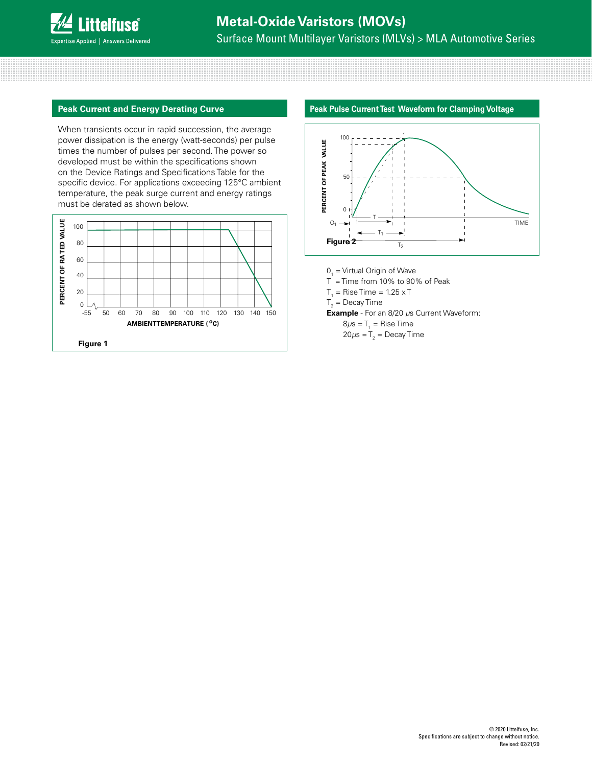## Peak Current and Energy Derating Curve

When transients occur in rapid succession, the average power dissipation is the energy (watt-seconds) per pulse times the number of pulses per second. The power so developed must be within the specifications shown on the Device Ratings and Specifications Table for the specific device. For applications exceeding 125°C ambient temperature, the peak surge current and energy ratings must be derated as shown below.

PERCENT OF RATED VALUE

100
80
60
40
20
0

-55 50 60 70 80 90 100 110 120 130 140 150

AMBIENT TEMPERATURE (°C)

**Figure 1**

## Peak Pulse Current Test Waveform for Clamping Voltage

PERCENT OF PEAK VALUE

100
50
0

$O_1$

T

$T_1$

$T_2$

TIME

**Figure 2**

$O_1$ = Virtual Origin of Wave

T = Time from 10% to 90% of Peak

$T_1$ = Rise Time = 1.25 x T

$T_2$ = Decay Time

**Example** - For an 8/20 µs Current Waveform:

8µs = $T_1$ = Rise Time

20µs = $T_2$ = Decay Time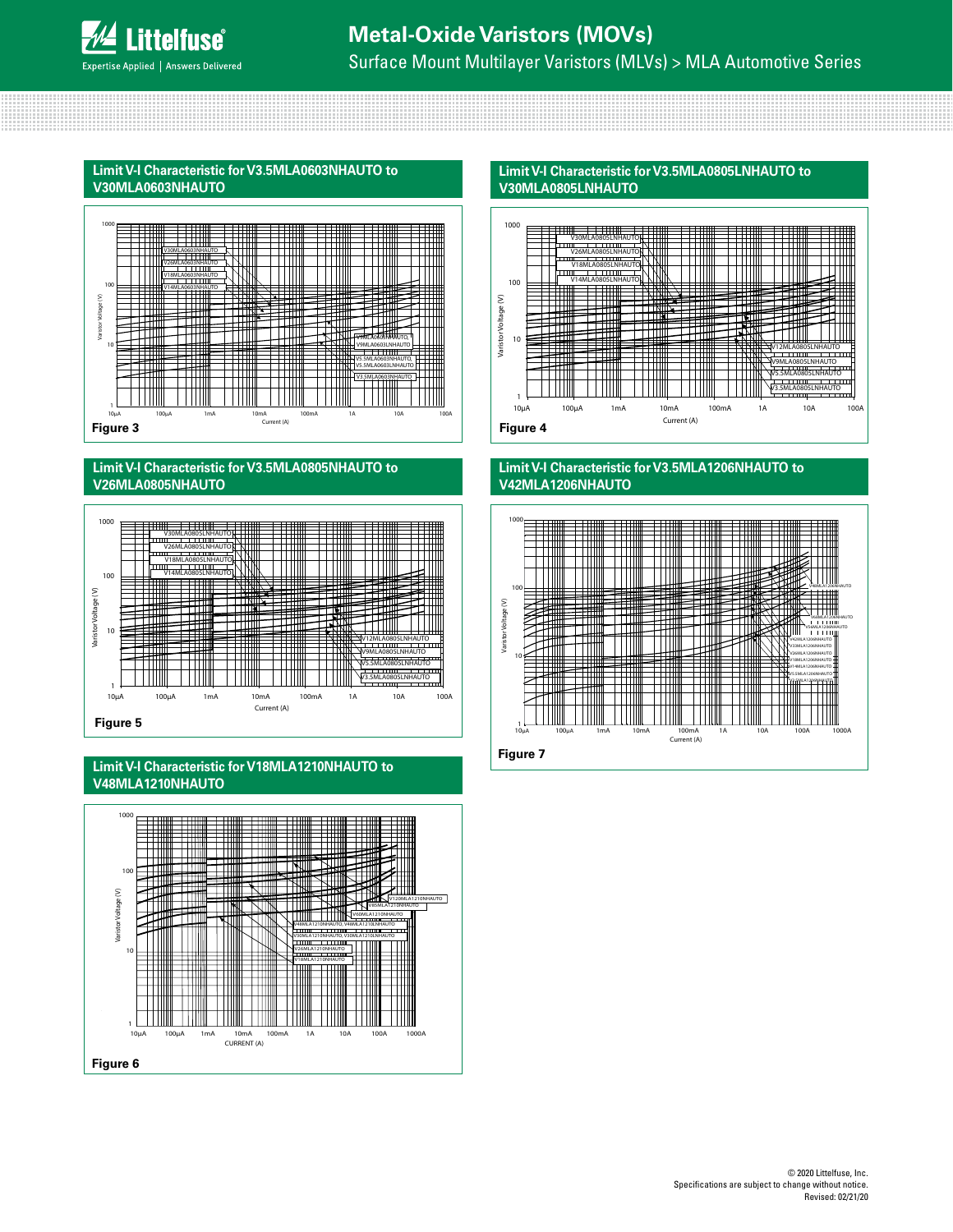## Limit V-I Characteristic for V3.5MLA0603NHAUTO to V30MLA0603NHAUTO

1000
100
10
1
Varistor Voltage (V)
10µA 100µA 1mA 10mA 100mA 1A 10A 100A
Current (A)
V30MLA0603NHAUTO
V26MLA0603NHAUTO
V18MLA0603NHAUTO
V14MLA0603NHAUTO
V9MLA0603NHAUTO, V9MLA0603LNHAUTO
V5.5MLA0603NHAUTO, V5.5MLA0603LNHAUTO
V3.5MLA0603NHAUTO

**Figure 3**

## Limit V-I Characteristic for V3.5MLA0805LNHAUTO to V30MLA0805LNHAUTO

1000
100
10
1
Varistor Voltage (V)
10µA 100µA 1mA 10mA 100mA 1A 10A 100A
Current (A)
V30MLA0805LNHAUTO
V26MLA0805LNHAUTO
V18MLA0805LNHAUTO
V14MLA0805LNHAUTO
V12MLA0805LNHAUTO
V9MLA0805LNHAUTO
V5.5MLA0805LNHAUTO
V3.5MLA0805LNHAUTO

**Figure 4**

## Limit V-I Characteristic for V3.5MLA0805NHAUTO to V26MLA0805NHAUTO

1000
100
10
1
Varistor Voltage (V)
10µA 100µA 1mA 10mA 100mA 1A 10A 100A
Current (A)
V30MLA0805LNHAUTO
V26MLA0805LNHAUTO
V18MLA0805LNHAUTO
V14MLA0805LNHAUTO
V12MLA0805LNHAUTO
V9MLA0805LNHAUTO
V5.5MLA0805LNHAUTO
V3.5MLA0805LNHAUTO

**Figure 5**

## Limit V-I Characteristic for V3.5MLA1206NHAUTO to V42MLA1206NHAUTO

1000
100
10
1
Varistor Voltage (V)
10µA 100µA 1mA 10mA 100mA 1A 10A 100A 1000A
Current (A)
V120MLA1206NHAUTO
V68MLA1206NHAUTO
V56MLA1206NHAUTO
V42MLA1206NHAUTO
V33MLA1206NHAUTO
V26MLA1206NHAUTO
V18MLA1206NHAUTO
V14MLA1206NHAUTO
V9MLA1206NHAUTO
V5.5MLA1206NHAUTO
V3.5MLA1206NHAUTO

**Figure 7**

## Limit V-I Characteristic for V18MLA1210NHAUTO to V48MLA1210NHAUTO

1000
100
10
1
Varistor Voltage (V)
10µA 100µA 1mA 10mA 100mA 1A 10A 100A 1000A
CURRENT (A)
V120MLA1210NHAUTO
V85MLA1210NHAUTO
V60MLA1210NHAUTO
V48MLA1210NHAUTO, V48MLA1210LNHAUTO
V30MLA1210NHAUTO, V30MLA1210LNHAUTO
V26MLA1210NHAUTO
V18MLA1210NHAUTO

**Figure 6**

© 2020 Littelfuse, Inc.
Specifications are subject to change without notice.
Revised: 02/21/20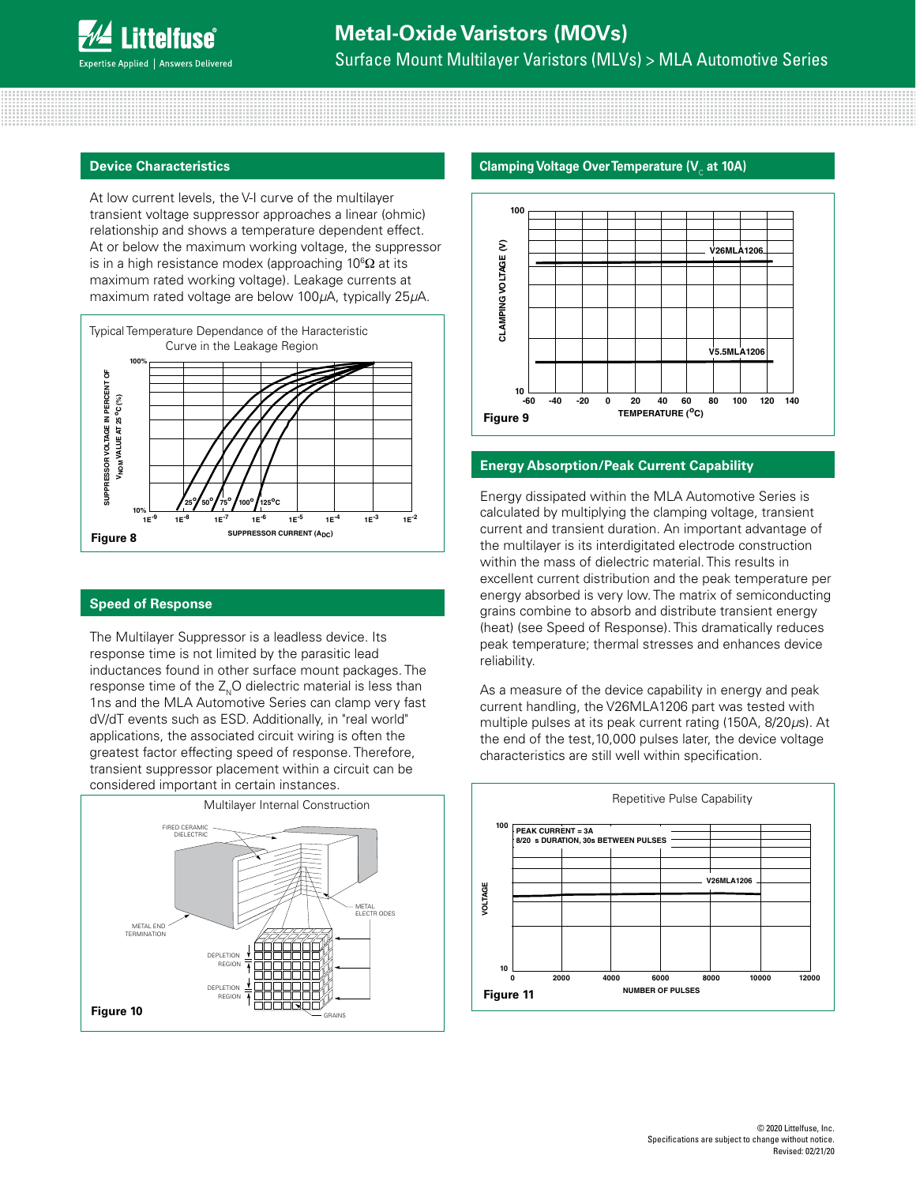## Device Characteristics

At low current levels, the V-I curve of the multilayer transient voltage suppressor approaches a linear (ohmic) relationship and shows a temperature dependent effect. At or below the maximum working voltage, the suppressor is in a high resistance modex (approaching $10^6\Omega$ at its maximum rated working voltage). Leakage currents at maximum rated voltage are below 100µA, typically 25µA.

Typical Temperature Dependance of the Haracteristic Curve in the Leakage Region

SUPPRESSOR VOLTAGE IN PERCENT OF $V_{NOM}$ VALUE AT 25 °C (%)

100%

10%

25° 50° 75° 100° 125°C

$1E^{-9}$ $1E^{-8}$ $1E^{-7}$ $1E^{-6}$ $1E^{-5}$ $1E^{-4}$ $1E^{-3}$ $1E^{-2}$

SUPPRESSOR CURRENT ($A_{DC}$)

**Figure 8**

## Speed of Response

The Multilayer Suppressor is a leadless device. Its response time is not limited by the parasitic lead inductances found in other surface mount packages. The response time of the $Z_NO$ dielectric material is less than 1ns and the MLA Automotive Series can clamp very fast dV/dT events such as ESD. Additionally, in "real world" applications, the associated circuit wiring is often the greatest factor effecting speed of response. Therefore, transient suppressor placement within a circuit can be considered important in certain instances.

Multilayer Internal Construction

FIRED CERAMIC DIELECTRIC

METAL ELECTR ODES

METAL END TERMINATION

DEPLETION REGION

DEPLETION REGION

GRAINS

**Figure 10**

## Clamping Voltage Over Temperature ($V_C$ at 10A)

CLAMPING VOLTAGE (V)

100

10

V26MLA1206

V5.5MLA1206

-60 -40 -20 0 20 40 60 80 100 120 140

TEMPERATURE (°C)

**Figure 9**

## Energy Absorption/Peak Current Capability

Energy dissipated within the MLA Automotive Series is calculated by multiplying the clamping voltage, transient current and transient duration. An important advantage of the multilayer is its interdigitated electrode construction within the mass of dielectric material. This results in excellent current distribution and the peak temperature per energy absorbed is very low. The matrix of semiconducting grains combine to absorb and distribute transient energy (heat) (see Speed of Response). This dramatically reduces peak temperature; thermal stresses and enhances device reliability.

As a measure of the device capability in energy and peak current handling, the V26MLA1206 part was tested with multiple pulses at its peak current rating (150A, 8/20µs). At the end of the test,10,000 pulses later, the device voltage characteristics are still well within specification.

Repetitive Pulse Capability

VOLTAGE

100

10

PEAK CURRENT = 3A

8/20 s DURATION, 30s BETWEEN PULSES

V26MLA1206

0 2000 4000 6000 8000 10000 12000

NUMBER OF PULSES

**Figure 11**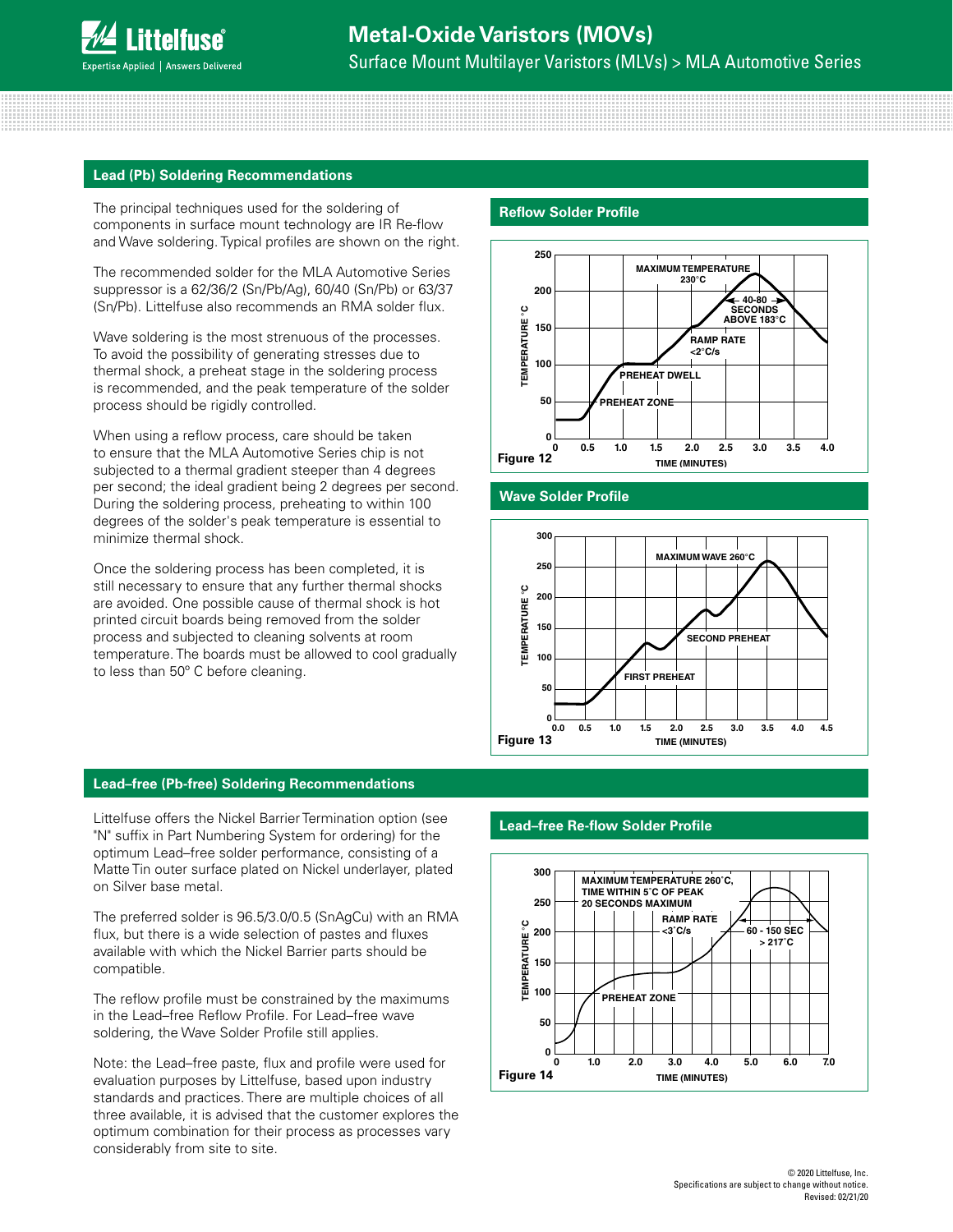## Lead (Pb) Soldering Recommendations

The principal techniques used for the soldering of components in surface mount technology are IR Re-flow and Wave soldering. Typical profiles are shown on the right.

The recommended solder for the MLA Automotive Series suppressor is a 62/36/2 (Sn/Pb/Ag), 60/40 (Sn/Pb) or 63/37 (Sn/Pb). Littelfuse also recommends an RMA solder flux.

Wave soldering is the most strenuous of the processes. To avoid the possibility of generating stresses due to thermal shock, a preheat stage in the soldering process is recommended, and the peak temperature of the solder process should be rigidly controlled.

When using a reflow process, care should be taken to ensure that the MLA Automotive Series chip is not subjected to a thermal gradient steeper than 4 degrees per second; the ideal gradient being 2 degrees per second. During the soldering process, preheating to within 100 degrees of the solder's peak temperature is essential to minimize thermal shock.

Once the soldering process has been completed, it is still necessary to ensure that any further thermal shocks are avoided. One possible cause of thermal shock is hot printed circuit boards being removed from the solder process and subjected to cleaning solvents at room temperature. The boards must be allowed to cool gradually to less than 50º C before cleaning.

### Reflow Solder Profile

MAXIMUM TEMPERATURE 230°C
40-80 SECONDS ABOVE 183°C
RAMP RATE <2°C/s
PREHEAT DWELL
PREHEAT ZONE
TEMPERATURE °C
0, 50, 100, 150, 200, 250
TIME (MINUTES)
0, 0.5, 1.0, 1.5, 2.0, 2.5, 3.0, 3.5, 4.0

Figure 12

### Wave Solder Profile

MAXIMUM WAVE 260°C
SECOND PREHEAT
FIRST PREHEAT
TEMPERATURE °C
0, 50, 100, 150, 200, 250, 300
TIME (MINUTES)
0.0, 0.5, 1.0, 1.5, 2.0, 2.5, 3.0, 3.5, 4.0, 4.5

Figure 13

## Lead–free (Pb-free) Soldering Recommendations

Littelfuse offers the Nickel Barrier Termination option (see "N" suffix in Part Numbering System for ordering) for the optimum Lead–free solder performance, consisting of a Matte Tin outer surface plated on Nickel underlayer, plated on Silver base metal.

The preferred solder is 96.5/3.0/0.5 (SnAgCu) with an RMA flux, but there is a wide selection of pastes and fluxes available with which the Nickel Barrier parts should be compatible.

The reflow profile must be constrained by the maximums in the Lead–free Reflow Profile. For Lead–free wave soldering, the Wave Solder Profile still applies.

Note: the Lead–free paste, flux and profile were used for evaluation purposes by Littelfuse, based upon industry standards and practices. There are multiple choices of all three available, it is advised that the customer explores the optimum combination for their process as processes vary considerably from site to site.

### Lead–free Re-flow Solder Profile

MAXIMUM TEMPERATURE 260˚C, TIME WITHIN 5˚C OF PEAK 20 SECONDS MAXIMUM
RAMP RATE <3˚C/s
60 - 150 SEC > 217˚C
PREHEAT ZONE
TEMPERATURE °C
0, 50, 100, 150, 200, 250, 300
TIME (MINUTES)
0, 1.0, 2.0, 3.0, 4.0, 5.0, 6.0, 7.0

Figure 14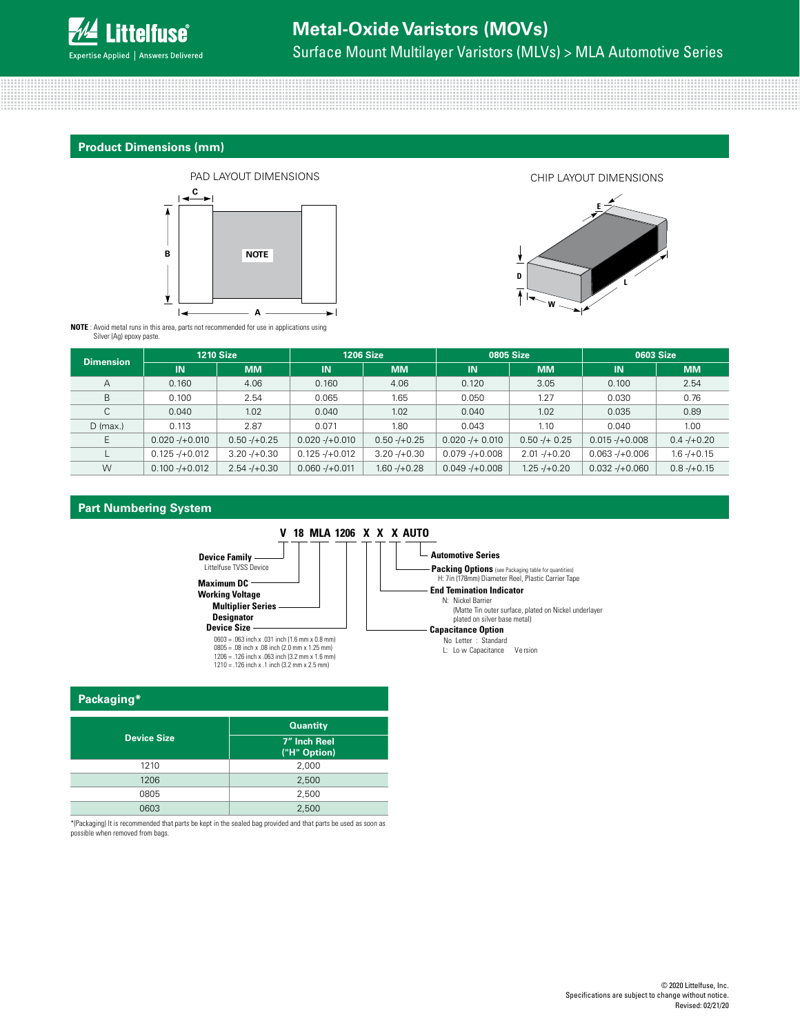## Product Dimensions (mm)

PAD LAYOUT DIMENSIONS

CHIP LAYOUT DIMENSIONS

**NOTE** : Avoid metal runs in this area, parts not recommended for use in applications using Silver (Ag) epoxy paste.

| Dimension | 1210 Size | | 1206 Size | | 0805 Size | | 0603 Size | |
|---|---|---|---|---|---|---|---|---|
| | IN | MM | IN | MM | IN | MM | IN | MM |
| A | 0.160 | 4.06 | 0.160 | 4.06 | 0.120 | 3.05 | 0.100 | 2.54 |
| B | 0.100 | 2.54 | 0.065 | 1.65 | 0.050 | 1.27 | 0.030 | 0.76 |
| C | 0.040 | 1.02 | 0.040 | 1.02 | 0.040 | 1.02 | 0.035 | 0.89 |
| D (max.) | 0.113 | 2.87 | 0.071 | 1.80 | 0.043 | 1.10 | 0.040 | 1.00 |
| E | 0.020 -/+0.010 | 0.50 -/+0.25 | 0.020 -/+0.010 | 0.50 -/+0.25 | 0.020 -/+ 0.010 | 0.50 -/+ 0.25 | 0.015 -/+0.008 | 0.4 -/+0.20 |
| L | 0.125 -/+0.012 | 3.20 -/+0.30 | 0.125 -/+0.012 | 3.20 -/+0.30 | 0.079 -/+0.008 | 2.01 -/+0.20 | 0.063 -/+0.006 | 1.6 -/+0.15 |
| W | 0.100 -/+0.012 | 2.54 -/+0.30 | 0.060 -/+0.011 | 1.60 -/+0.28 | 0.049 -/+0.008 | 1.25 -/+0.20 | 0.032 -/+0.060 | 0.8 -/+0.15 |

## Part Numbering System

**V 18 MLA 1206 X X X AUTO**

**Device Family**
Littelfuse TVSS Device

**Maximum DC Working Voltage**

**Multiplier Series Designator**

**Device Size**
0603 = .063 inch x .031 inch (1.6 mm x 0.8 mm)
0805 = .08 inch x .08 inch (2.0 mm x 1.25 mm)
1206 = .126 inch x .063 inch (3.2 mm x 1.6 mm)
1210 = .126 inch x .1 inch (3.2 mm x 2.5 mm)

**Automotive Series**

**Packing Options** (see Packaging table for quantities)
H: 7in (178mm) Diameter Reel, Plastic Carrier Tape

**End Termination Indicator**
N: Nickel Barrier
(Matte Tin outer surface, plated on Nickel underlayer plated on silver base metal)

**Capacitance Option**
No Letter : Standard
L: Low Capacitance Version

## Packaging*

| Device Size | Quantity |
|---|---|
| | 7" Inch Reel ("H" Option) |
| 1210 | 2,000 |
| 1206 | 2,500 |
| 0805 | 2,500 |
| 0603 | 2,500 |

*(Packaging) It is recommended that parts be kept in the sealed bag provided and that parts be used as soon as possible when removed from bags.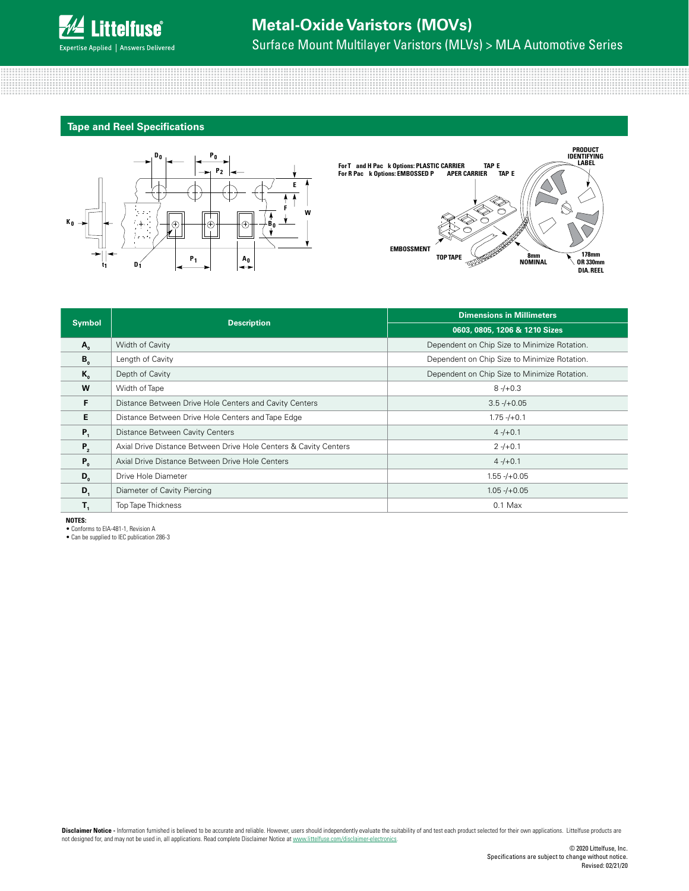## Tape and Reel Specifications

D0
P0
P2
E
F
W
K0
B0
t1
D1
P1
A0

For T and H Pack Options: PLASTIC CARRIER TAPE
For R Pack Options: EMBOSSED PAPER CARRIER TAPE
PRODUCT IDENTIFYING LABEL
EMBOSSMENT
TOP TAPE
8mm NOMINAL
178mm OR 330mm DIA. REEL

| Symbol | Description | Dimensions in Millimeters |
|---|---|---|
| | | 0603, 0805, 1206 & 1210 Sizes |
| $A_0$ | Width of Cavity | Dependent on Chip Size to Minimize Rotation. |
| $B_0$ | Length of Cavity | Dependent on Chip Size to Minimize Rotation. |
| $K_0$ | Depth of Cavity | Dependent on Chip Size to Minimize Rotation. |
| W | Width of Tape | 8 -/+0.3 |
| F | Distance Between Drive Hole Centers and Cavity Centers | 3.5 -/+0.05 |
| E | Distance Between Drive Hole Centers and Tape Edge | 1.75 -/+0.1 |
| $P_1$ | Distance Between Cavity Centers | 4 -/+0.1 |
| $P_2$ | Axial Drive Distance Between Drive Hole Centers & Cavity Centers | 2 -/+0.1 |
| $P_0$ | Axial Drive Distance Between Drive Hole Centers | 4 -/+0.1 |
| $D_0$ | Drive Hole Diameter | 1.55 -/+0.05 |
| $D_1$ | Diameter of Cavity Piercing | 1.05 -/+0.05 |
| $T_1$ | Top Tape Thickness | 0.1 Max |

**NOTES:**

- Conforms to EIA-481-1, Revision A
- Can be supplied to IEC publication 286-3

**Disclaimer Notice -** Information furnished is believed to be accurate and reliable. However, users should independently evaluate the suitability of and test each product selected for their own applications. Littelfuse products are not designed for, and may not be used in, all applications. Read complete Disclaimer Notice at www.littelfuse.com/disclaimer-electronics.

© 2020 Littelfuse, Inc.
Specifications are subject to change without notice.
Revised: 02/21/20